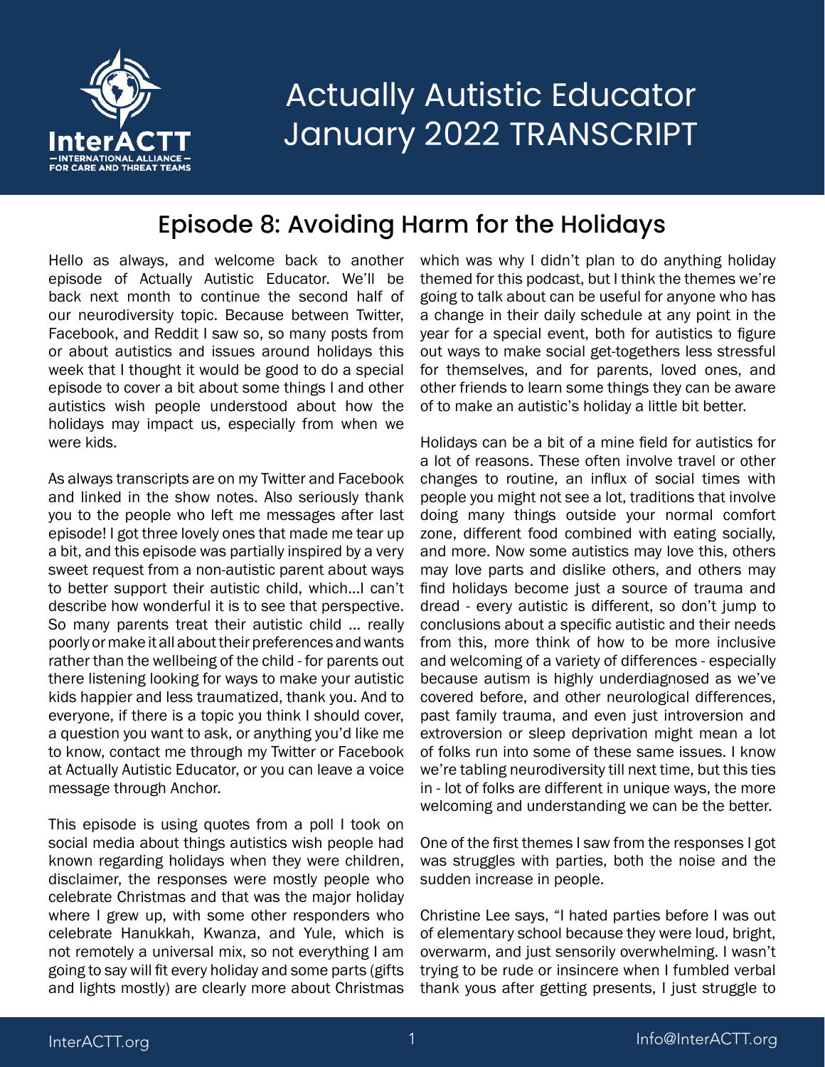# Actually Autistic Educator January 2022 TRANSCRIPT

## Episode 8: Avoiding Harm for the Holidays

Hello as always, and welcome back to another episode of Actually Autistic Educator. We'll be back next month to continue the second half of our neurodiversity topic. Because between Twitter, Facebook, and Reddit I saw so, so many posts from or about autistics and issues around holidays this week that I thought it would be good to do a special episode to cover a bit about some things I and other autistics wish people understood about how the holidays may impact us, especially from when we were kids.

As always transcripts are on my Twitter and Facebook and linked in the show notes. Also seriously thank you to the people who left me messages after last episode! I got three lovely ones that made me tear up a bit, and this episode was partially inspired by a very sweet request from a non-autistic parent about ways to better support their autistic child, which...I can't describe how wonderful it is to see that perspective. So many parents treat their autistic child ... really poorly or make it all about their preferences and wants rather than the wellbeing of the child - for parents out there listening looking for ways to make your autistic kids happier and less traumatized, thank you. And to everyone, if there is a topic you think I should cover, a question you want to ask, or anything you'd like me to know, contact me through my Twitter or Facebook at Actually Autistic Educator, or you can leave a voice message through Anchor.

This episode is using quotes from a poll I took on social media about things autistics wish people had known regarding holidays when they were children, disclaimer, the responses were mostly people who celebrate Christmas and that was the major holiday where I grew up, with some other responders who celebrate Hanukkah, Kwanza, and Yule, which is not remotely a universal mix, so not everything I am going to say will fit every holiday and some parts (gifts and lights mostly) are clearly more about Christmas which was why I didn't plan to do anything holiday themed for this podcast, but I think the themes we're going to talk about can be useful for anyone who has a change in their daily schedule at any point in the year for a special event, both for autistics to figure out ways to make social get-togethers less stressful for themselves, and for parents, loved ones, and other friends to learn some things they can be aware of to make an autistic's holiday a little bit better.

Holidays can be a bit of a mine field for autistics for a lot of reasons. These often involve travel or other changes to routine, an influx of social times with people you might not see a lot, traditions that involve doing many things outside your normal comfort zone, different food combined with eating socially, and more. Now some autistics may love this, others may love parts and dislike others, and others may find holidays become just a source of trauma and dread - every autistic is different, so don't jump to conclusions about a specific autistic and their needs from this, more think of how to be more inclusive and welcoming of a variety of differences - especially because autism is highly underdiagnosed as we've covered before, and other neurological differences, past family trauma, and even just introversion and extroversion or sleep deprivation might mean a lot of folks run into some of these same issues. I know we're tabling neurodiversity till next time, but this ties in - lot of folks are different in unique ways, the more welcoming and understanding we can be the better.

One of the first themes I saw from the responses I got was struggles with parties, both the noise and the sudden increase in people.

Christine Lee says, "I hated parties before I was out of elementary school because they were loud, bright, overwarm, and just sensorily overwhelming. I wasn't trying to be rude or insincere when I fumbled verbal thank yous after getting presents, I just struggle to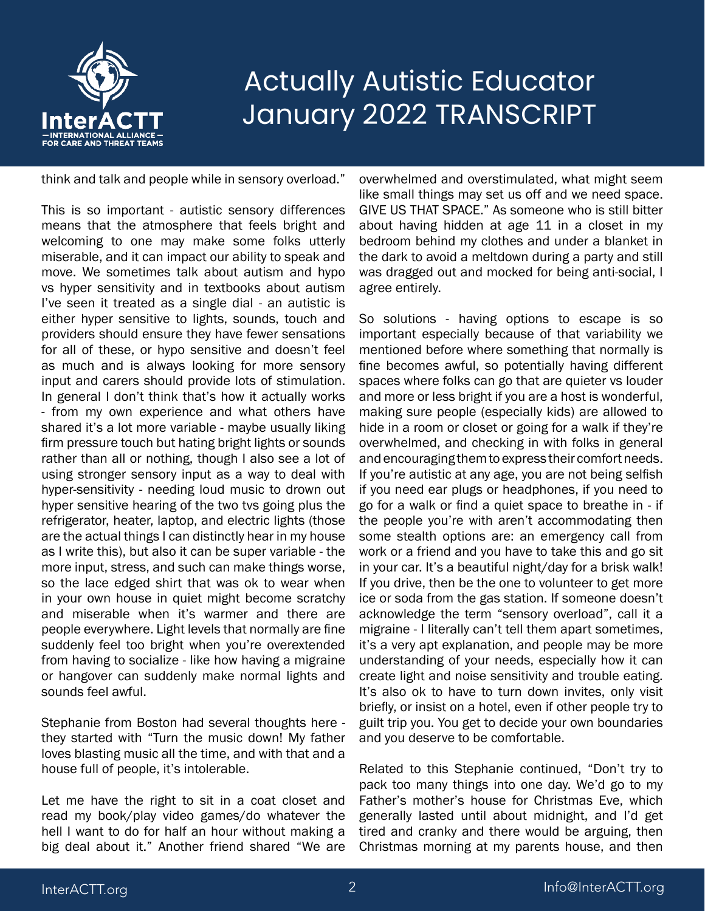think and talk and people while in sensory overload."

This is so important - autistic sensory differences means that the atmosphere that feels bright and welcoming to one may make some folks utterly miserable, and it can impact our ability to speak and move. We sometimes talk about autism and hypo vs hyper sensitivity and in textbooks about autism I've seen it treated as a single dial - an autistic is either hyper sensitive to lights, sounds, touch and providers should ensure they have fewer sensations for all of these, or hypo sensitive and doesn't feel as much and is always looking for more sensory input and carers should provide lots of stimulation. In general I don't think that's how it actually works - from my own experience and what others have shared it's a lot more variable - maybe usually liking firm pressure touch but hating bright lights or sounds rather than all or nothing, though I also see a lot of using stronger sensory input as a way to deal with hyper-sensitivity - needing loud music to drown out hyper sensitive hearing of the two tvs going plus the refrigerator, heater, laptop, and electric lights (those are the actual things I can distinctly hear in my house as I write this), but also it can be super variable - the more input, stress, and such can make things worse, so the lace edged shirt that was ok to wear when in your own house in quiet might become scratchy and miserable when it's warmer and there are people everywhere. Light levels that normally are fine suddenly feel too bright when you're overextended from having to socialize - like how having a migraine or hangover can suddenly make normal lights and sounds feel awful.

Stephanie from Boston had several thoughts here - they started with "Turn the music down! My father loves blasting music all the time, and with that and a house full of people, it's intolerable.

Let me have the right to sit in a coat closet and read my book/play video games/do whatever the hell I want to do for half an hour without making a big deal about it." Another friend shared "We are overwhelmed and overstimulated, what might seem like small things may set us off and we need space. GIVE US THAT SPACE." As someone who is still bitter about having hidden at age 11 in a closet in my bedroom behind my clothes and under a blanket in the dark to avoid a meltdown during a party and still was dragged out and mocked for being anti-social, I agree entirely.

So solutions - having options to escape is so important especially because of that variability we mentioned before where something that normally is fine becomes awful, so potentially having different spaces where folks can go that are quieter vs louder and more or less bright if you are a host is wonderful, making sure people (especially kids) are allowed to hide in a room or closet or going for a walk if they're overwhelmed, and checking in with folks in general and encouraging them to express their comfort needs. If you're autistic at any age, you are not being selfish if you need ear plugs or headphones, if you need to go for a walk or find a quiet space to breathe in - if the people you're with aren't accommodating then some stealth options are: an emergency call from work or a friend and you have to take this and go sit in your car. It's a beautiful night/day for a brisk walk! If you drive, then be the one to volunteer to get more ice or soda from the gas station. If someone doesn't acknowledge the term "sensory overload", call it a migraine - I literally can't tell them apart sometimes, it's a very apt explanation, and people may be more understanding of your needs, especially how it can create light and noise sensitivity and trouble eating. It's also ok to have to turn down invites, only visit briefly, or insist on a hotel, even if other people try to guilt trip you. You get to decide your own boundaries and you deserve to be comfortable.

Related to this Stephanie continued, "Don't try to pack too many things into one day. We'd go to my Father's mother's house for Christmas Eve, which generally lasted until about midnight, and I'd get tired and cranky and there would be arguing, then Christmas morning at my parents house, and then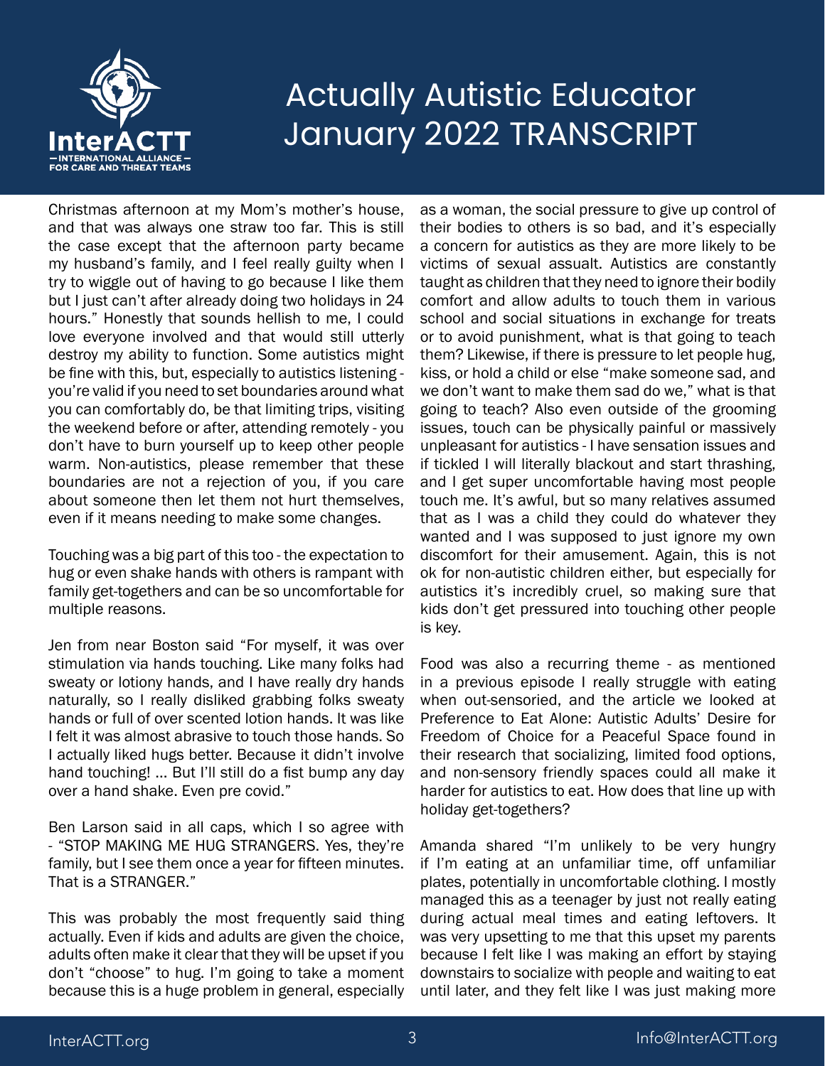Christmas afternoon at my Mom's mother's house, and that was always one straw too far. This is still the case except that the afternoon party became my husband's family, and I feel really guilty when I try to wiggle out of having to go because I like them but I just can't after already doing two holidays in 24 hours." Honestly that sounds hellish to me, I could love everyone involved and that would still utterly destroy my ability to function. Some autistics might be fine with this, but, especially to autistics listening - you're valid if you need to set boundaries around what you can comfortably do, be that limiting trips, visiting the weekend before or after, attending remotely - you don't have to burn yourself up to keep other people warm. Non-autistics, please remember that these boundaries are not a rejection of you, if you care about someone then let them not hurt themselves, even if it means needing to make some changes.

Touching was a big part of this too - the expectation to hug or even shake hands with others is rampant with family get-togethers and can be so uncomfortable for multiple reasons.

Jen from near Boston said "For myself, it was over stimulation via hands touching. Like many folks had sweaty or lotiony hands, and I have really dry hands naturally, so I really disliked grabbing folks sweaty hands or full of over scented lotion hands. It was like I felt it was almost abrasive to touch those hands. So I actually liked hugs better. Because it didn't involve hand touching! ... But I'll still do a fist bump any day over a hand shake. Even pre covid."

Ben Larson said in all caps, which I so agree with - "STOP MAKING ME HUG STRANGERS. Yes, they're family, but I see them once a year for fifteen minutes. That is a STRANGER."

This was probably the most frequently said thing actually. Even if kids and adults are given the choice, adults often make it clear that they will be upset if you don't "choose" to hug. I'm going to take a moment because this is a huge problem in general, especially as a woman, the social pressure to give up control of their bodies to others is so bad, and it's especially a concern for autistics as they are more likely to be victims of sexual assault. Autistics are constantly taught as children that they need to ignore their bodily comfort and allow adults to touch them in various school and social situations in exchange for treats or to avoid punishment, what is that going to teach them? Likewise, if there is pressure to let people hug, kiss, or hold a child or else "make someone sad, and we don't want to make them sad do we," what is that going to teach? Also even outside of the grooming issues, touch can be physically painful or massively unpleasant for autistics - I have sensation issues and if tickled I will literally blackout and start thrashing, and I get super uncomfortable having most people touch me. It's awful, but so many relatives assumed that as I was a child they could do whatever they wanted and I was supposed to just ignore my own discomfort for their amusement. Again, this is not ok for non-autistic children either, but especially for autistics it's incredibly cruel, so making sure that kids don't get pressured into touching other people is key.

Food was also a recurring theme - as mentioned in a previous episode I really struggle with eating when out-sensoried, and the article we looked at Preference to Eat Alone: Autistic Adults' Desire for Freedom of Choice for a Peaceful Space found in their research that socializing, limited food options, and non-sensory friendly spaces could all make it harder for autistics to eat. How does that line up with holiday get-togethers?

Amanda shared "I'm unlikely to be very hungry if I'm eating at an unfamiliar time, off unfamiliar plates, potentially in uncomfortable clothing. I mostly managed this as a teenager by just not really eating during actual meal times and eating leftovers. It was very upsetting to me that this upset my parents because I felt like I was making an effort by staying downstairs to socialize with people and waiting to eat until later, and they felt like I was just making more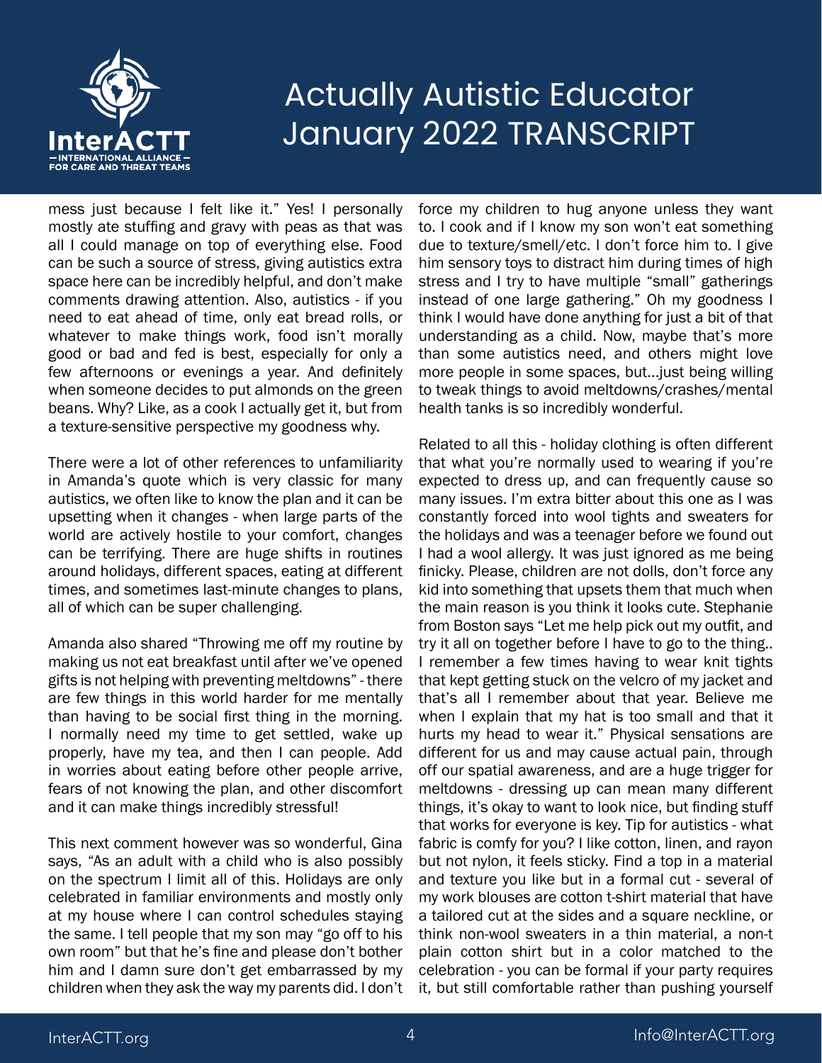mess just because I felt like it." Yes! I personally mostly ate stuffing and gravy with peas as that was all I could manage on top of everything else. Food can be such a source of stress, giving autistics extra space here can be incredibly helpful, and don't make comments drawing attention. Also, autistics - if you need to eat ahead of time, only eat bread rolls, or whatever to make things work, food isn't morally good or bad and fed is best, especially for only a few afternoons or evenings a year. And definitely when someone decides to put almonds on the green beans. Why? Like, as a cook I actually get it, but from a texture-sensitive perspective my goodness why.

There were a lot of other references to unfamiliarity in Amanda's quote which is very classic for many autistics, we often like to know the plan and it can be upsetting when it changes - when large parts of the world are actively hostile to your comfort, changes can be terrifying. There are huge shifts in routines around holidays, different spaces, eating at different times, and sometimes last-minute changes to plans, all of which can be super challenging.

Amanda also shared "Throwing me off my routine by making us not eat breakfast until after we've opened gifts is not helping with preventing meltdowns" - there are few things in this world harder for me mentally than having to be social first thing in the morning. I normally need my time to get settled, wake up properly, have my tea, and then I can people. Add in worries about eating before other people arrive, fears of not knowing the plan, and other discomfort and it can make things incredibly stressful!

This next comment however was so wonderful, Gina says, "As an adult with a child who is also possibly on the spectrum I limit all of this. Holidays are only celebrated in familiar environments and mostly only at my house where I can control schedules staying the same. I tell people that my son may "go off to his own room" but that he's fine and please don't bother him and I damn sure don't get embarrassed by my children when they ask the way my parents did. I don't force my children to hug anyone unless they want to. I cook and if I know my son won't eat something due to texture/smell/etc. I don't force him to. I give him sensory toys to distract him during times of high stress and I try to have multiple "small" gatherings instead of one large gathering." Oh my goodness I think I would have done anything for just a bit of that understanding as a child. Now, maybe that's more than some autistics need, and others might love more people in some spaces, but...just being willing to tweak things to avoid meltdowns/crashes/mental health tanks is so incredibly wonderful.

Related to all this - holiday clothing is often different that what you're normally used to wearing if you're expected to dress up, and can frequently cause so many issues. I'm extra bitter about this one as I was constantly forced into wool tights and sweaters for the holidays and was a teenager before we found out I had a wool allergy. It was just ignored as me being finicky. Please, children are not dolls, don't force any kid into something that upsets them that much when the main reason is you think it looks cute. Stephanie from Boston says "Let me help pick out my outfit, and try it all on together before I have to go to the thing.. I remember a few times having to wear knit tights that kept getting stuck on the velcro of my jacket and that's all I remember about that year. Believe me when I explain that my hat is too small and that it hurts my head to wear it." Physical sensations are different for us and may cause actual pain, through off our spatial awareness, and are a huge trigger for meltdowns - dressing up can mean many different things, it's okay to want to look nice, but finding stuff that works for everyone is key. Tip for autistics - what fabric is comfy for you? I like cotton, linen, and rayon but not nylon, it feels sticky. Find a top in a material and texture you like but in a formal cut - several of my work blouses are cotton t-shirt material that have a tailored cut at the sides and a square neckline, or think non-wool sweaters in a thin material, a non-t plain cotton shirt but in a color matched to the celebration - you can be formal if your party requires it, but still comfortable rather than pushing yourself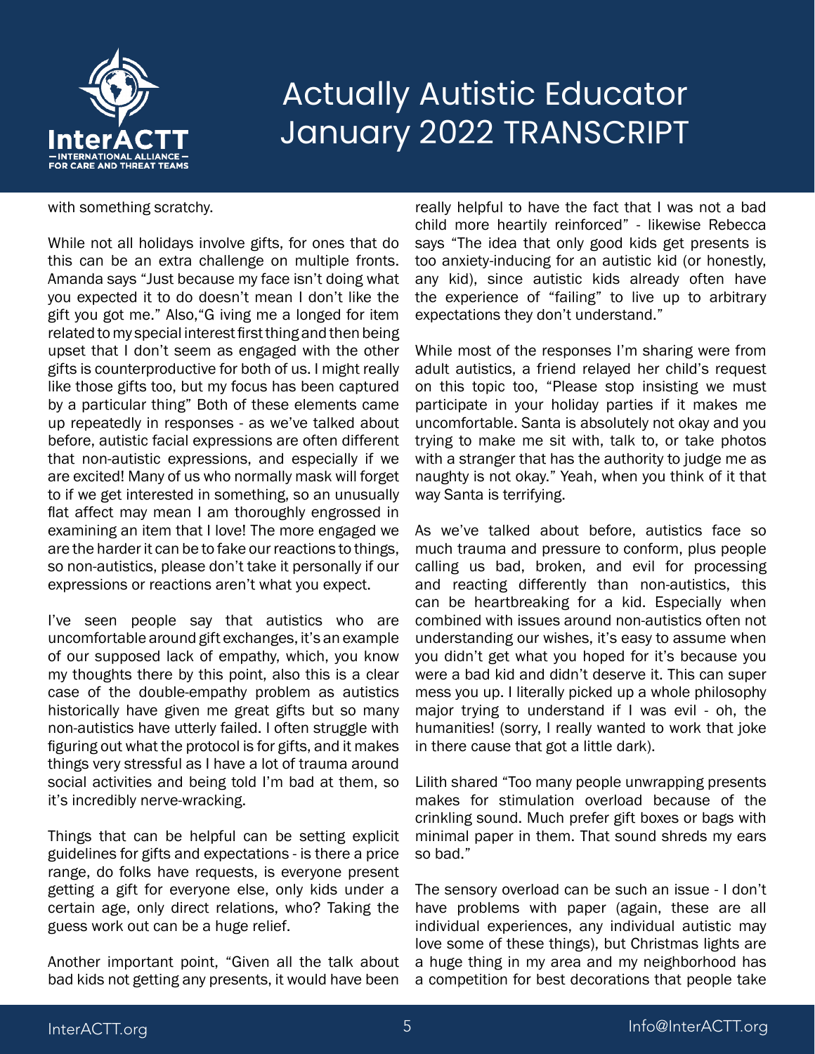with something scratchy.

While not all holidays involve gifts, for ones that do this can be an extra challenge on multiple fronts. Amanda says "Just because my face isn't doing what you expected it to do doesn't mean I don't like the gift you got me." Also,"G iving me a longed for item related to my special interest first thing and then being upset that I don't seem as engaged with the other gifts is counterproductive for both of us. I might really like those gifts too, but my focus has been captured by a particular thing" Both of these elements came up repeatedly in responses - as we've talked about before, autistic facial expressions are often different that non-autistic expressions, and especially if we are excited! Many of us who normally mask will forget to if we get interested in something, so an unusually flat affect may mean I am thoroughly engrossed in examining an item that I love! The more engaged we are the harder it can be to fake our reactions to things, so non-autistics, please don't take it personally if our expressions or reactions aren't what you expect.

I've seen people say that autistics who are uncomfortable around gift exchanges, it's an example of our supposed lack of empathy, which, you know my thoughts there by this point, also this is a clear case of the double-empathy problem as autistics historically have given me great gifts but so many non-autistics have utterly failed. I often struggle with figuring out what the protocol is for gifts, and it makes things very stressful as I have a lot of trauma around social activities and being told I'm bad at them, so it's incredibly nerve-wracking.

Things that can be helpful can be setting explicit guidelines for gifts and expectations - is there a price range, do folks have requests, is everyone present getting a gift for everyone else, only kids under a certain age, only direct relations, who? Taking the guess work out can be a huge relief.

Another important point, "Given all the talk about bad kids not getting any presents, it would have been really helpful to have the fact that I was not a bad child more heartily reinforced" - likewise Rebecca says "The idea that only good kids get presents is too anxiety-inducing for an autistic kid (or honestly, any kid), since autistic kids already often have the experience of "failing" to live up to arbitrary expectations they don't understand."

While most of the responses I'm sharing were from adult autistics, a friend relayed her child's request on this topic too, "Please stop insisting we must participate in your holiday parties if it makes me uncomfortable. Santa is absolutely not okay and you trying to make me sit with, talk to, or take photos with a stranger that has the authority to judge me as naughty is not okay." Yeah, when you think of it that way Santa is terrifying.

As we've talked about before, autistics face so much trauma and pressure to conform, plus people calling us bad, broken, and evil for processing and reacting differently than non-autistics, this can be heartbreaking for a kid. Especially when combined with issues around non-autistics often not understanding our wishes, it's easy to assume when you didn't get what you hoped for it's because you were a bad kid and didn't deserve it. This can super mess you up. I literally picked up a whole philosophy major trying to understand if I was evil - oh, the humanities! (sorry, I really wanted to work that joke in there cause that got a little dark).

Lilith shared "Too many people unwrapping presents makes for stimulation overload because of the crinkling sound. Much prefer gift boxes or bags with minimal paper in them. That sound shreds my ears so bad."

The sensory overload can be such an issue - I don't have problems with paper (again, these are all individual experiences, any individual autistic may love some of these things), but Christmas lights are a huge thing in my area and my neighborhood has a competition for best decorations that people take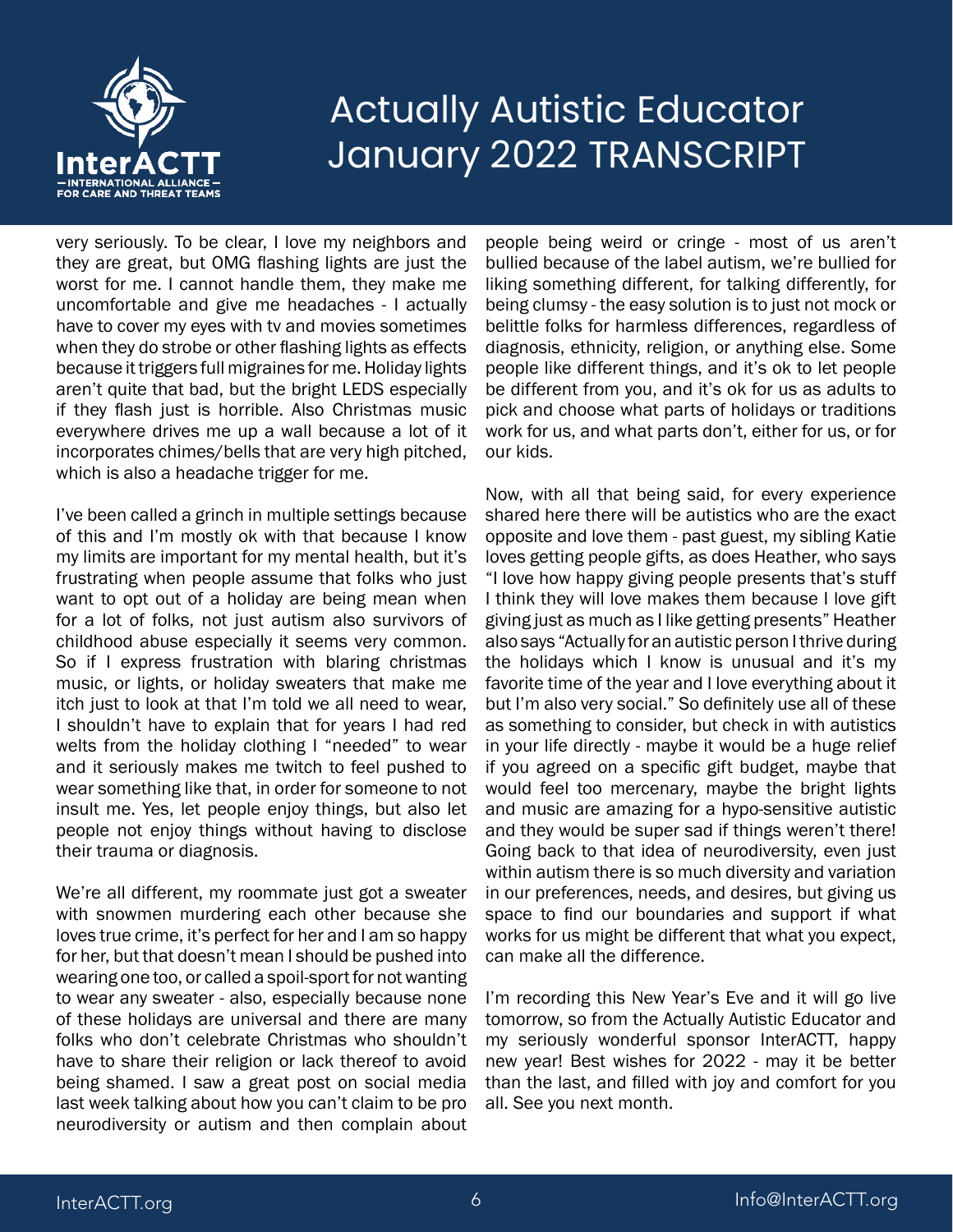very seriously. To be clear, I love my neighbors and they are great, but OMG flashing lights are just the worst for me. I cannot handle them, they make me uncomfortable and give me headaches - I actually have to cover my eyes with tv and movies sometimes when they do strobe or other flashing lights as effects because it triggers full migraines for me. Holiday lights aren't quite that bad, but the bright LEDS especially if they flash just is horrible. Also Christmas music everywhere drives me up a wall because a lot of it incorporates chimes/bells that are very high pitched, which is also a headache trigger for me.

I've been called a grinch in multiple settings because of this and I'm mostly ok with that because I know my limits are important for my mental health, but it's frustrating when people assume that folks who just want to opt out of a holiday are being mean when for a lot of folks, not just autism also survivors of childhood abuse especially it seems very common. So if I express frustration with blaring christmas music, or lights, or holiday sweaters that make me itch just to look at that I'm told we all need to wear, I shouldn't have to explain that for years I had red welts from the holiday clothing I "needed" to wear and it seriously makes me twitch to feel pushed to wear something like that, in order for someone to not insult me. Yes, let people enjoy things, but also let people not enjoy things without having to disclose their trauma or diagnosis.

We're all different, my roommate just got a sweater with snowmen murdering each other because she loves true crime, it's perfect for her and I am so happy for her, but that doesn't mean I should be pushed into wearing one too, or called a spoil-sport for not wanting to wear any sweater - also, especially because none of these holidays are universal and there are many folks who don't celebrate Christmas who shouldn't have to share their religion or lack thereof to avoid being shamed. I saw a great post on social media last week talking about how you can't claim to be pro neurodiversity or autism and then complain about people being weird or cringe - most of us aren't bullied because of the label autism, we're bullied for liking something different, for talking differently, for being clumsy - the easy solution is to just not mock or belittle folks for harmless differences, regardless of diagnosis, ethnicity, religion, or anything else. Some people like different things, and it's ok to let people be different from you, and it's ok for us as adults to pick and choose what parts of holidays or traditions work for us, and what parts don't, either for us, or for our kids.

Now, with all that being said, for every experience shared here there will be autistics who are the exact opposite and love them - past guest, my sibling Katie loves getting people gifts, as does Heather, who says "I love how happy giving people presents that's stuff I think they will love makes them because I love gift giving just as much as I like getting presents" Heather also says "Actually for an autistic person I thrive during the holidays which I know is unusual and it's my favorite time of the year and I love everything about it but I'm also very social." So definitely use all of these as something to consider, but check in with autistics in your life directly - maybe it would be a huge relief if you agreed on a specific gift budget, maybe that would feel too mercenary, maybe the bright lights and music are amazing for a hypo-sensitive autistic and they would be super sad if things weren't there! Going back to that idea of neurodiversity, even just within autism there is so much diversity and variation in our preferences, needs, and desires, but giving us space to find our boundaries and support if what works for us might be different that what you expect, can make all the difference.

I'm recording this New Year's Eve and it will go live tomorrow, so from the Actually Autistic Educator and my seriously wonderful sponsor InterACTT, happy new year! Best wishes for 2022 - may it be better than the last, and filled with joy and comfort for you all. See you next month.